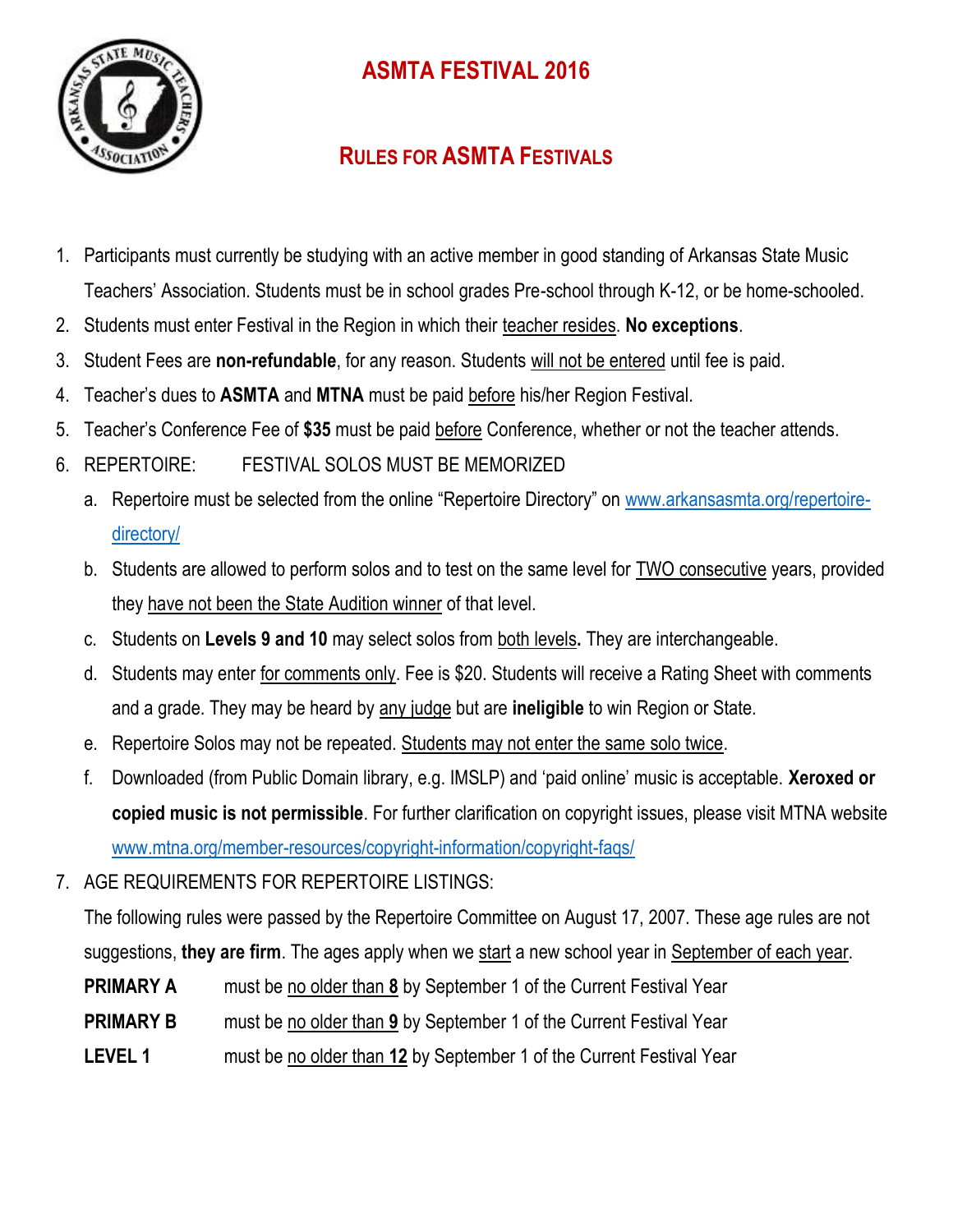# ASMTA FESTIVAL 2016

## RULES FOR ASMTA FESTIVALS

1. Participants must currently be studying with an active member in good standing of Arkansas State Music Teachers' Association. Students must be in school grades Pre-school through K-12, or be home-schooled.
2. Students must enter Festival in the Region in which their teacher resides. **No exceptions**.
3. Student Fees are **non-refundable**, for any reason. Students will not be entered until fee is paid.
4. Teacher's dues to **ASMTA** and **MTNA** must be paid before his/her Region Festival.
5. Teacher's Conference Fee of **$35** must be paid before Conference, whether or not the teacher attends.
6. REPERTOIRE: FESTIVAL SOLOS MUST BE MEMORIZED
   a. Repertoire must be selected from the online "Repertoire Directory" on www.arkansasmta.org/repertoire-directory/
   b. Students are allowed to perform solos and to test on the same level for TWO consecutive years, provided they have not been the State Audition winner of that level.
   c. Students on **Levels 9 and 10** may select solos from both levels**.** They are interchangeable.
   d. Students may enter for comments only. Fee is $20. Students will receive a Rating Sheet with comments and a grade. They may be heard by any judge but are **ineligible** to win Region or State.
   e. Repertoire Solos may not be repeated. Students may not enter the same solo twice.
   f. Downloaded (from Public Domain library, e.g. IMSLP) and 'paid online' music is acceptable. **Xeroxed or copied music is not permissible**. For further clarification on copyright issues, please visit MTNA website www.mtna.org/member-resources/copyright-information/copyright-faqs/
7. AGE REQUIREMENTS FOR REPERTOIRE LISTINGS:

   The following rules were passed by the Repertoire Committee on August 17, 2007. These age rules are not suggestions, **they are firm**. The ages apply when we start a new school year in September of each year.

   **PRIMARY A** must be no older than **8** by September 1 of the Current Festival Year

   **PRIMARY B** must be no older than **9** by September 1 of the Current Festival Year

   **LEVEL 1** must be no older than **12** by September 1 of the Current Festival Year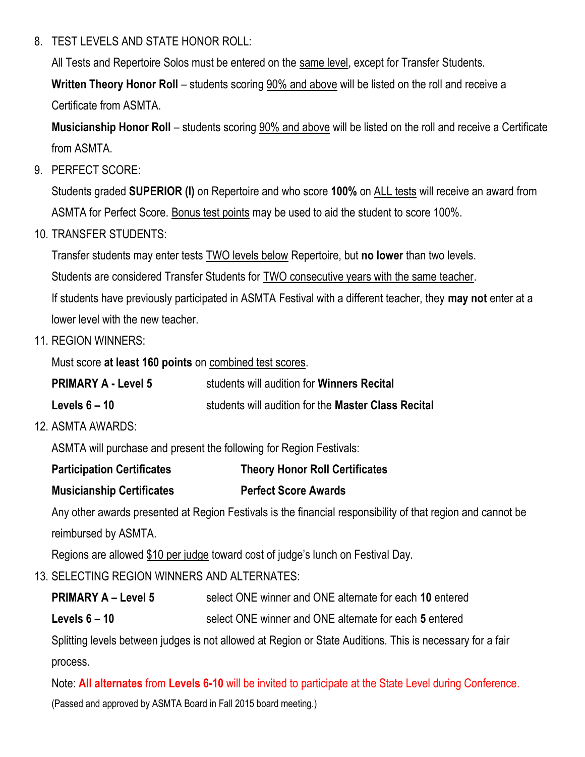8. TEST LEVELS AND STATE HONOR ROLL:

   All Tests and Repertoire Solos must be entered on the same level, except for Transfer Students.

   **Written Theory Honor Roll** – students scoring 90% and above will be listed on the roll and receive a Certificate from ASMTA.

   **Musicianship Honor Roll** – students scoring 90% and above will be listed on the roll and receive a Certificate from ASMTA.

9. PERFECT SCORE:

   Students graded **SUPERIOR (I)** on Repertoire and who score **100%** on ALL tests will receive an award from ASMTA for Perfect Score. Bonus test points may be used to aid the student to score 100%.

10. TRANSFER STUDENTS:

    Transfer students may enter tests TWO levels below Repertoire, but **no lower** than two levels.

    Students are considered Transfer Students for TWO consecutive years with the same teacher.

    If students have previously participated in ASMTA Festival with a different teacher, they **may not** enter at a lower level with the new teacher.

11. REGION WINNERS:

    Must score **at least 160 points** on combined test scores.

    | | |
    |---|---|
    | **PRIMARY A - Level 5** | students will audition for **Winners Recital** |
    | **Levels 6 – 10** | students will audition for the **Master Class Recital** |

12. ASMTA AWARDS:

    ASMTA will purchase and present the following for Region Festivals:

    | | |
    |---|---|
    | **Participation Certificates** | **Theory Honor Roll Certificates** |
    | **Musicianship Certificates** | **Perfect Score Awards** |

    Any other awards presented at Region Festivals is the financial responsibility of that region and cannot be reimbursed by ASMTA.

    Regions are allowed $10 per judge toward cost of judge's lunch on Festival Day.

13. SELECTING REGION WINNERS AND ALTERNATES:

    | | |
    |---|---|
    | **PRIMARY A – Level 5** | select ONE winner and ONE alternate for each **10** entered |
    | **Levels 6 – 10** | select ONE winner and ONE alternate for each **5** entered |

    Splitting levels between judges is not allowed at Region or State Auditions. This is necessary for a fair process.

    Note: **All alternates** from **Levels 6-10** will be invited to participate at the State Level during Conference.

    (Passed and approved by ASMTA Board in Fall 2015 board meeting.)